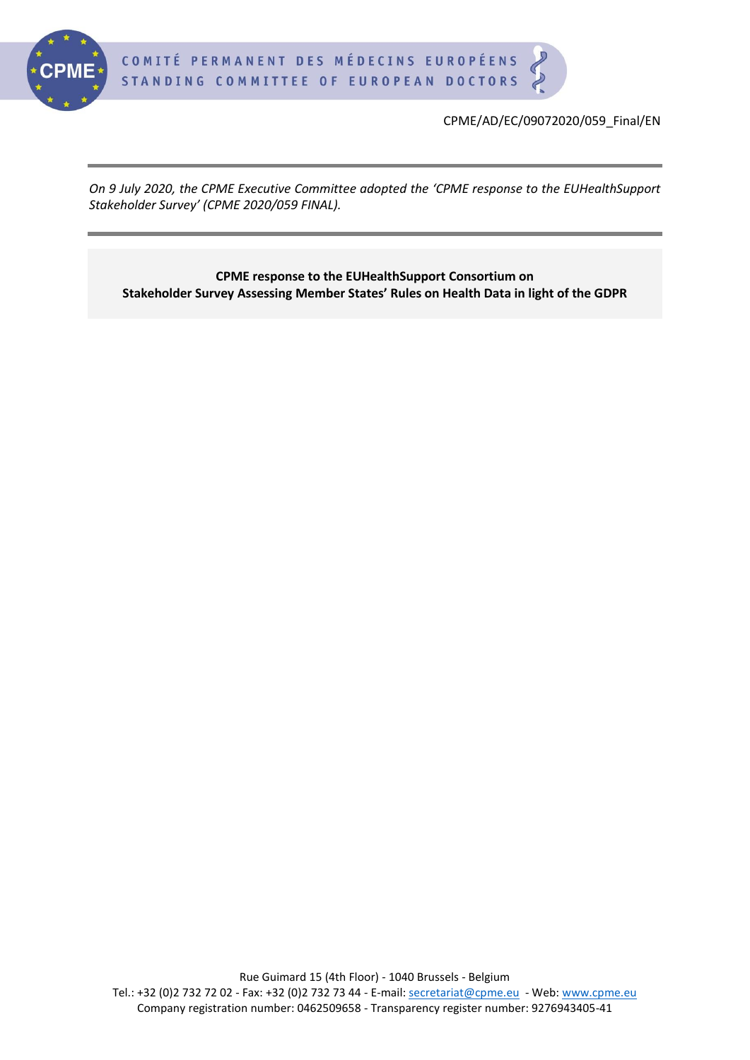CPME/AD/EC/09072020/059_Final/EN

*On 9 July 2020, the CPME Executive Committee adopted the 'CPME response to the EUHealthSupport Stakeholder Survey' (CPME 2020/059 FINAL).*

**CPME response to the EUHealthSupport Consortium on Stakeholder Survey Assessing Member States' Rules on Health Data in light of the GDPR**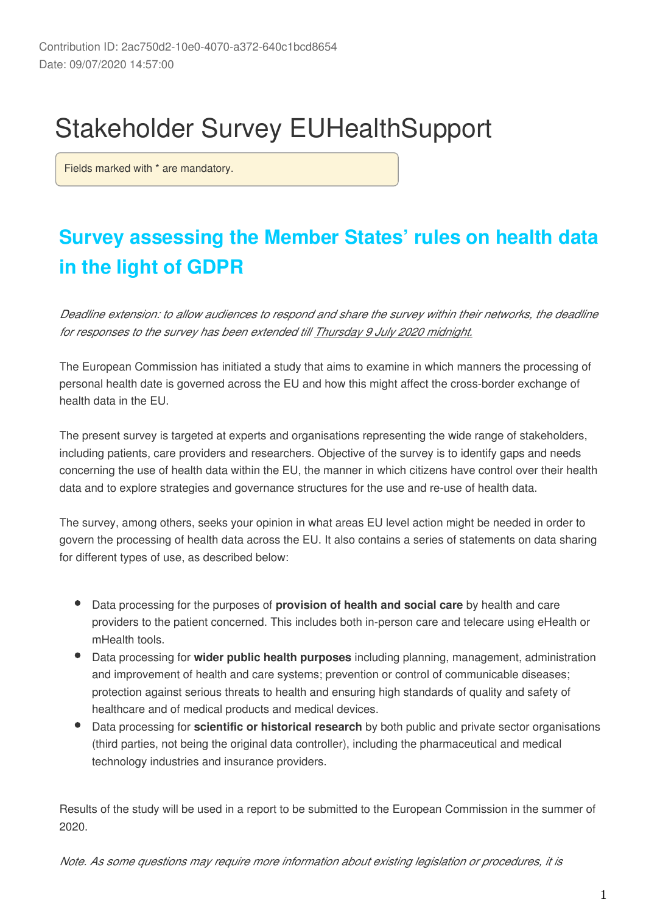Contribution ID: 2ac750d2-10e0-4070-a372-640c1bcd8654
Date: 09/07/2020 14:57:00

# Stakeholder Survey EUHealthSupport

Fields marked with * are mandatory.

## Survey assessing the Member States' rules on health data in the light of GDPR

*Deadline extension: to allow audiences to respond and share the survey within their networks, the deadline for responses to the survey has been extended till Thursday 9 July 2020 midnight.*

The European Commission has initiated a study that aims to examine in which manners the processing of personal health date is governed across the EU and how this might affect the cross-border exchange of health data in the EU.

The present survey is targeted at experts and organisations representing the wide range of stakeholders, including patients, care providers and researchers. Objective of the survey is to identify gaps and needs concerning the use of health data within the EU, the manner in which citizens have control over their health data and to explore strategies and governance structures for the use and re-use of health data.

The survey, among others, seeks your opinion in what areas EU level action might be needed in order to govern the processing of health data across the EU. It also contains a series of statements on data sharing for different types of use, as described below:

- Data processing for the purposes of **provision of health and social care** by health and care providers to the patient concerned. This includes both in-person care and telecare using eHealth or mHealth tools.
- Data processing for **wider public health purposes** including planning, management, administration and improvement of health and care systems; prevention or control of communicable diseases; protection against serious threats to health and ensuring high standards of quality and safety of healthcare and of medical products and medical devices.
- Data processing for **scientific or historical research** by both public and private sector organisations (third parties, not being the original data controller), including the pharmaceutical and medical technology industries and insurance providers.

Results of the study will be used in a report to be submitted to the European Commission in the summer of 2020.

*Note. As some questions may require more information about existing legislation or procedures, it is*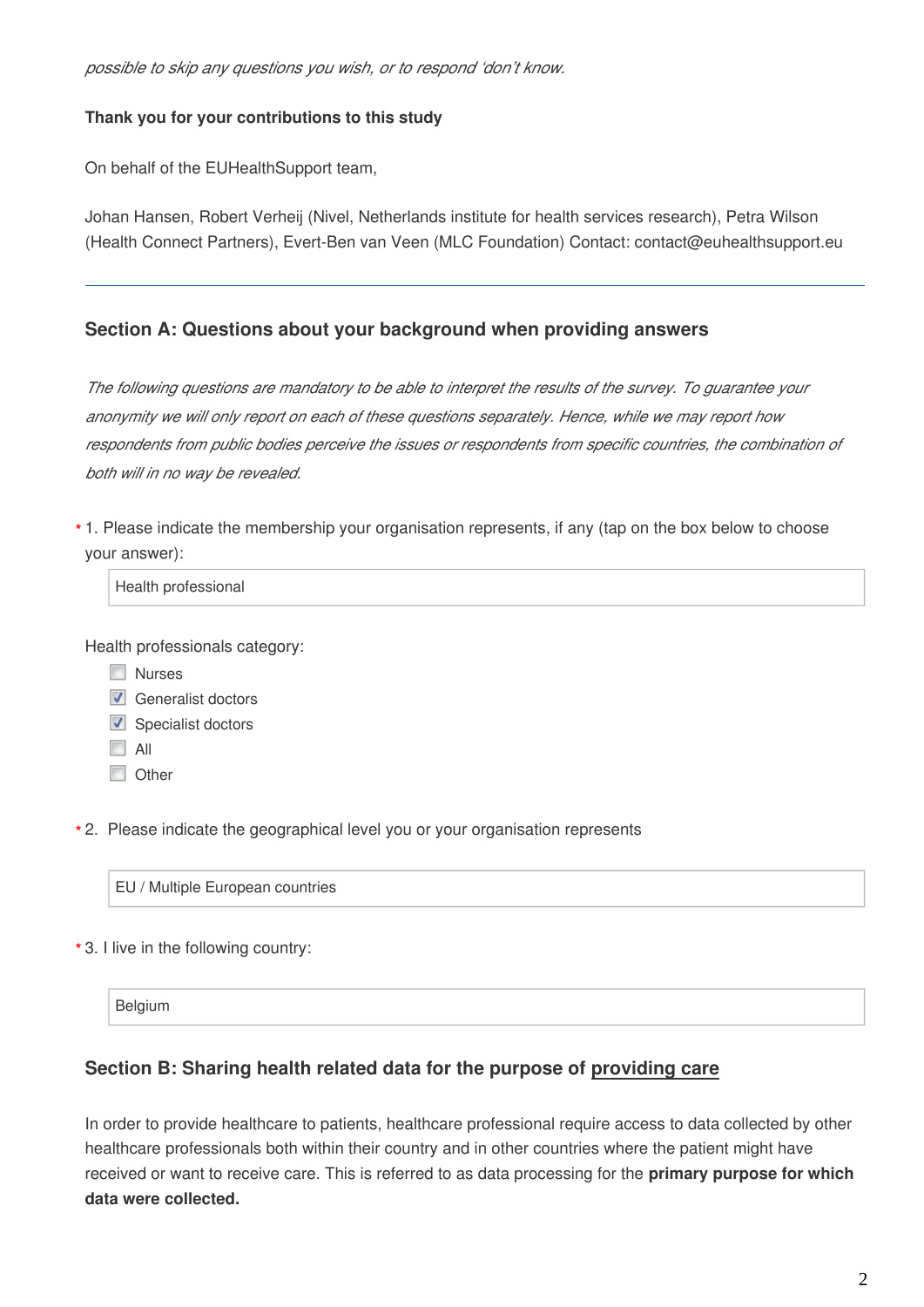*possible to skip any questions you wish, or to respond 'don't know.*

**Thank you for your contributions to this study**

On behalf of the EUHealthSupport team,

Johan Hansen, Robert Verheij (Nivel, Netherlands institute for health services research), Petra Wilson (Health Connect Partners), Evert-Ben van Veen (MLC Foundation) Contact: contact@euhealthsupport.eu

---

## Section A: Questions about your background when providing answers

*The following questions are mandatory to be able to interpret the results of the survey. To guarantee your anonymity we will only report on each of these questions separately. Hence, while we may report how respondents from public bodies perceive the issues or respondents from specific countries, the combination of both will in no way be revealed.*

\* 1. Please indicate the membership your organisation represents, if any (tap on the box below to choose your answer):

Health professional

Health professionals category:

- [ ] Nurses
- [x] Generalist doctors
- [x] Specialist doctors
- [ ] All
- [ ] Other

\* 2. Please indicate the geographical level you or your organisation represents

EU / Multiple European countries

\* 3. I live in the following country:

Belgium

## Section B: Sharing health related data for the purpose of providing care

In order to provide healthcare to patients, healthcare professional require access to data collected by other healthcare professionals both within their country and in other countries where the patient might have received or want to receive care. This is referred to as data processing for the **primary purpose for which data were collected.**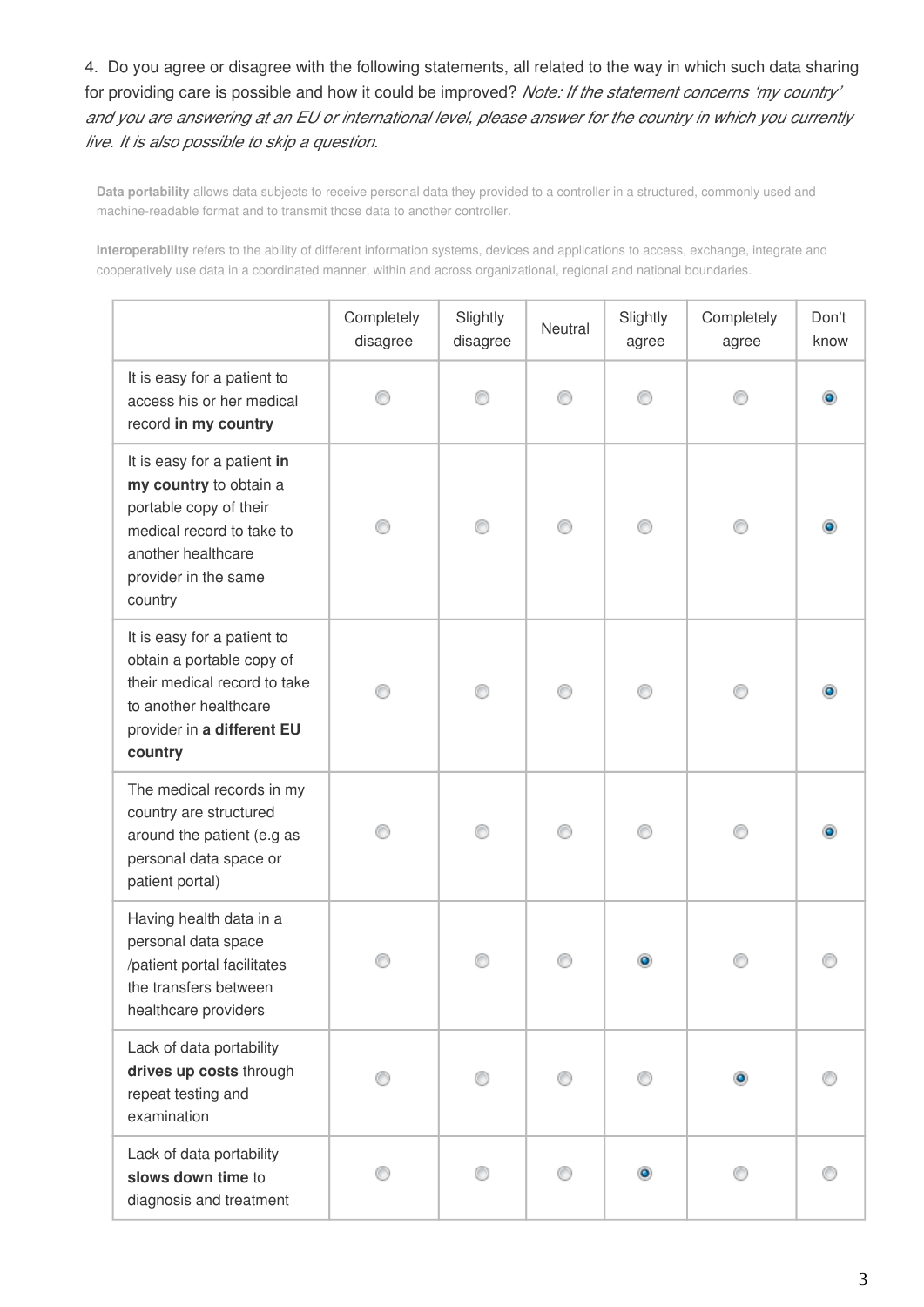4. Do you agree or disagree with the following statements, all related to the way in which such data sharing for providing care is possible and how it could be improved? *Note: If the statement concerns 'my country' and you are answering at an EU or international level, please answer for the country in which you currently live. It is also possible to skip a question.*

**Data portability** allows data subjects to receive personal data they provided to a controller in a structured, commonly used and machine-readable format and to transmit those data to another controller.

**Interoperability** refers to the ability of different information systems, devices and applications to access, exchange, integrate and cooperatively use data in a coordinated manner, within and across organizational, regional and national boundaries.

| | Completely disagree | Slightly disagree | Neutral | Slightly agree | Completely agree | Don't know |
|---|---|---|---|---|---|---|
| It is easy for a patient to access his or her medical record **in my country** | | | | | | X |
| It is easy for a patient **in my country** to obtain a portable copy of their medical record to take to another healthcare provider in the same country | | | | | | X |
| It is easy for a patient to obtain a portable copy of their medical record to take to another healthcare provider in **a different EU country** | | | | | | X |
| The medical records in my country are structured around the patient (e.g as personal data space or patient portal) | | | | | | X |
| Having health data in a personal data space /patient portal facilitates the transfers between healthcare providers | | | | X | | |
| Lack of data portability **drives up costs** through repeat testing and examination | | | | | X | |
| Lack of data portability **slows down time** to diagnosis and treatment | | | | X | | |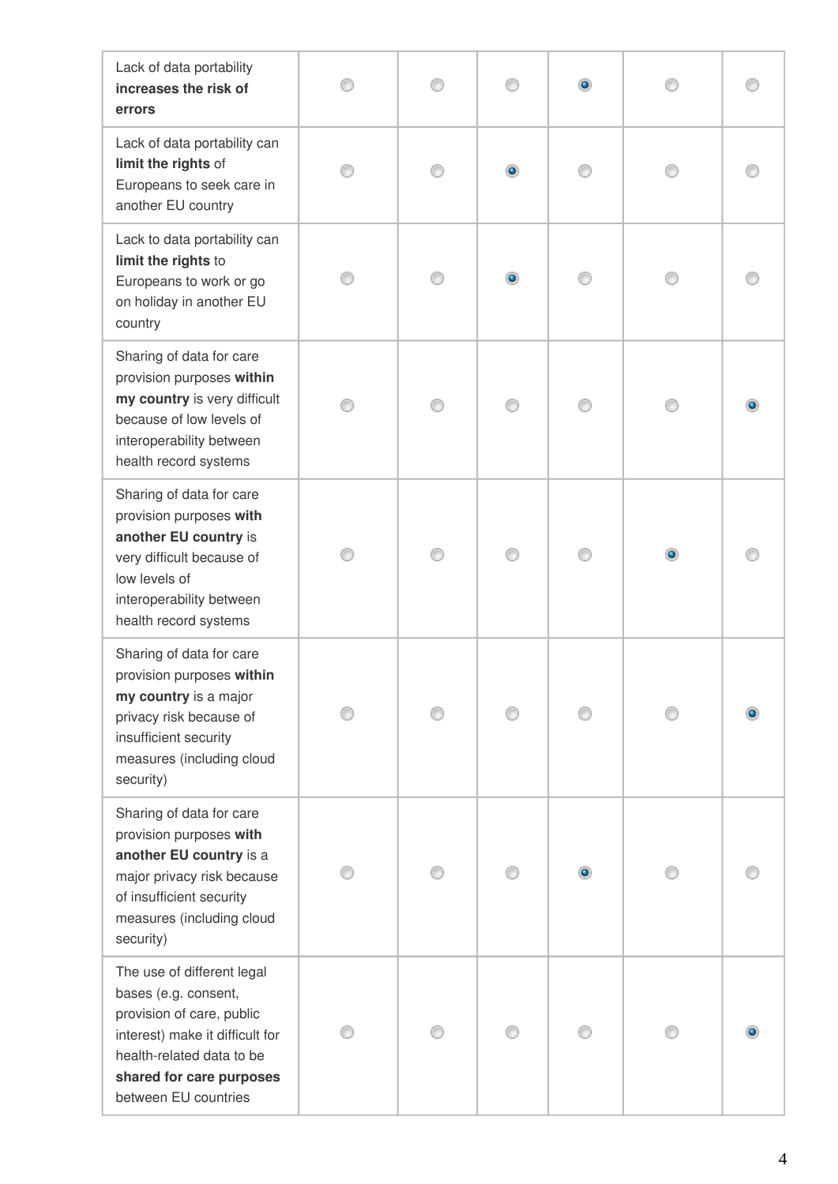| | | | | | | |
|---|---|---|---|---|---|---|
| Lack of data portability **increases the risk of errors** | | | | X | | |
| Lack of data portability can **limit the rights** of Europeans to seek care in another EU country | | | X | | | |
| Lack to data portability can **limit the rights** to Europeans to work or go on holiday in another EU country | | | X | | | |
| Sharing of data for care provision purposes **within my country** is very difficult because of low levels of interoperability between health record systems | | | | | | X |
| Sharing of data for care provision purposes **with another EU country** is very difficult because of low levels of interoperability between health record systems | | | | | X | |
| Sharing of data for care provision purposes **within my country** is a major privacy risk because of insufficient security measures (including cloud security) | | | | | | X |
| Sharing of data for care provision purposes **with another EU country** is a major privacy risk because of insufficient security measures (including cloud security) | | | | X | | |
| The use of different legal bases (e.g. consent, provision of care, public interest) make it difficult for health-related data to be **shared for care purposes** between EU countries | | | | | | X |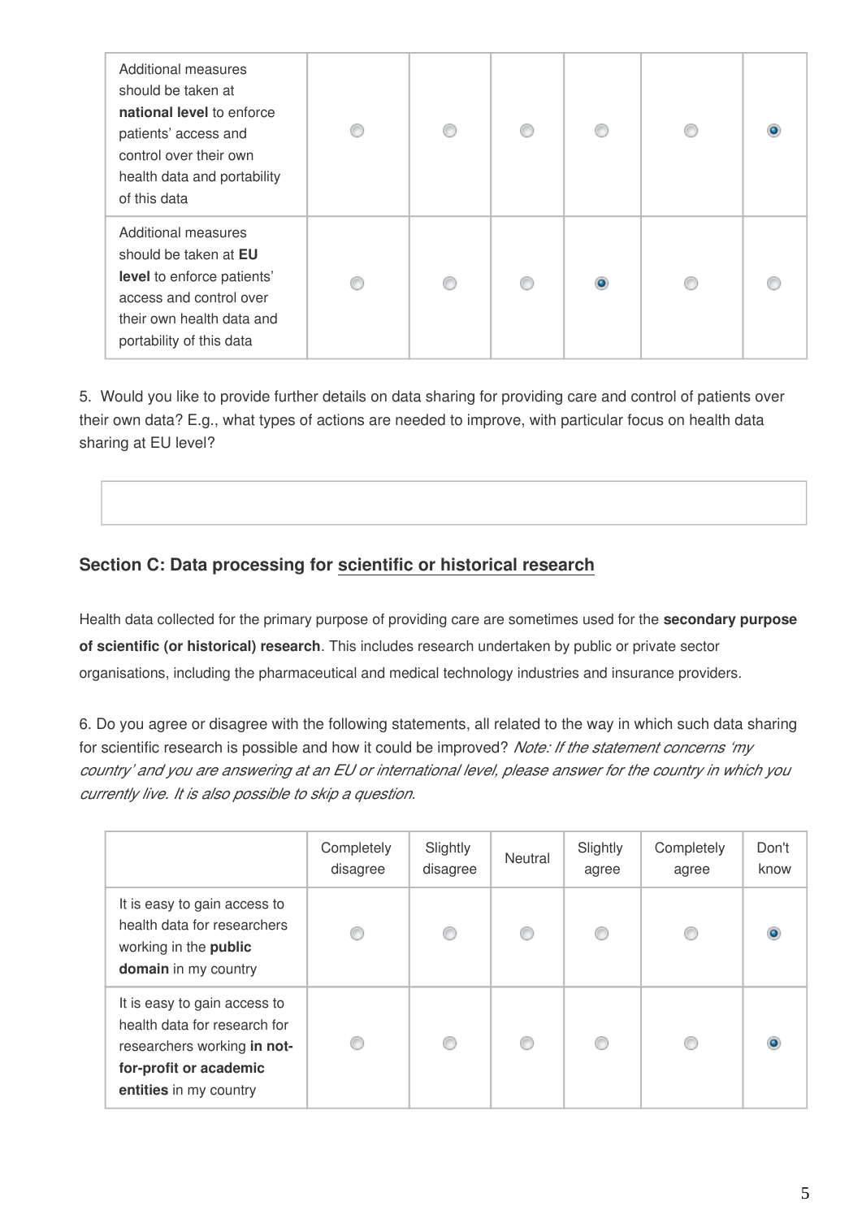| | | | | | | |
|---|---|---|---|---|---|---|
| Additional measures should be taken at **national level** to enforce patients' access and control over their own health data and portability of this data | ○ | ○ | ○ | ○ | ○ | ◉ |
| Additional measures should be taken at **EU level** to enforce patients' access and control over their own health data and portability of this data | ○ | ○ | ○ | ◉ | ○ | ○ |

5. Would you like to provide further details on data sharing for providing care and control of patients over their own data? E.g., what types of actions are needed to improve, with particular focus on health data sharing at EU level?

## Section C: Data processing for scientific or historical research

Health data collected for the primary purpose of providing care are sometimes used for the **secondary purpose of scientific (or historical) research**. This includes research undertaken by public or private sector organisations, including the pharmaceutical and medical technology industries and insurance providers.

6. Do you agree or disagree with the following statements, all related to the way in which such data sharing for scientific research is possible and how it could be improved? *Note: If the statement concerns 'my country' and you are answering at an EU or international level, please answer for the country in which you currently live. It is also possible to skip a question.*

| | Completely disagree | Slightly disagree | Neutral | Slightly agree | Completely agree | Don't know |
|---|---|---|---|---|---|---|
| It is easy to gain access to health data for researchers working in the **public domain** in my country | ○ | ○ | ○ | ○ | ○ | ◉ |
| It is easy to gain access to health data for research for researchers working **in not-for-profit or academic entities** in my country | ○ | ○ | ○ | ○ | ○ | ◉ |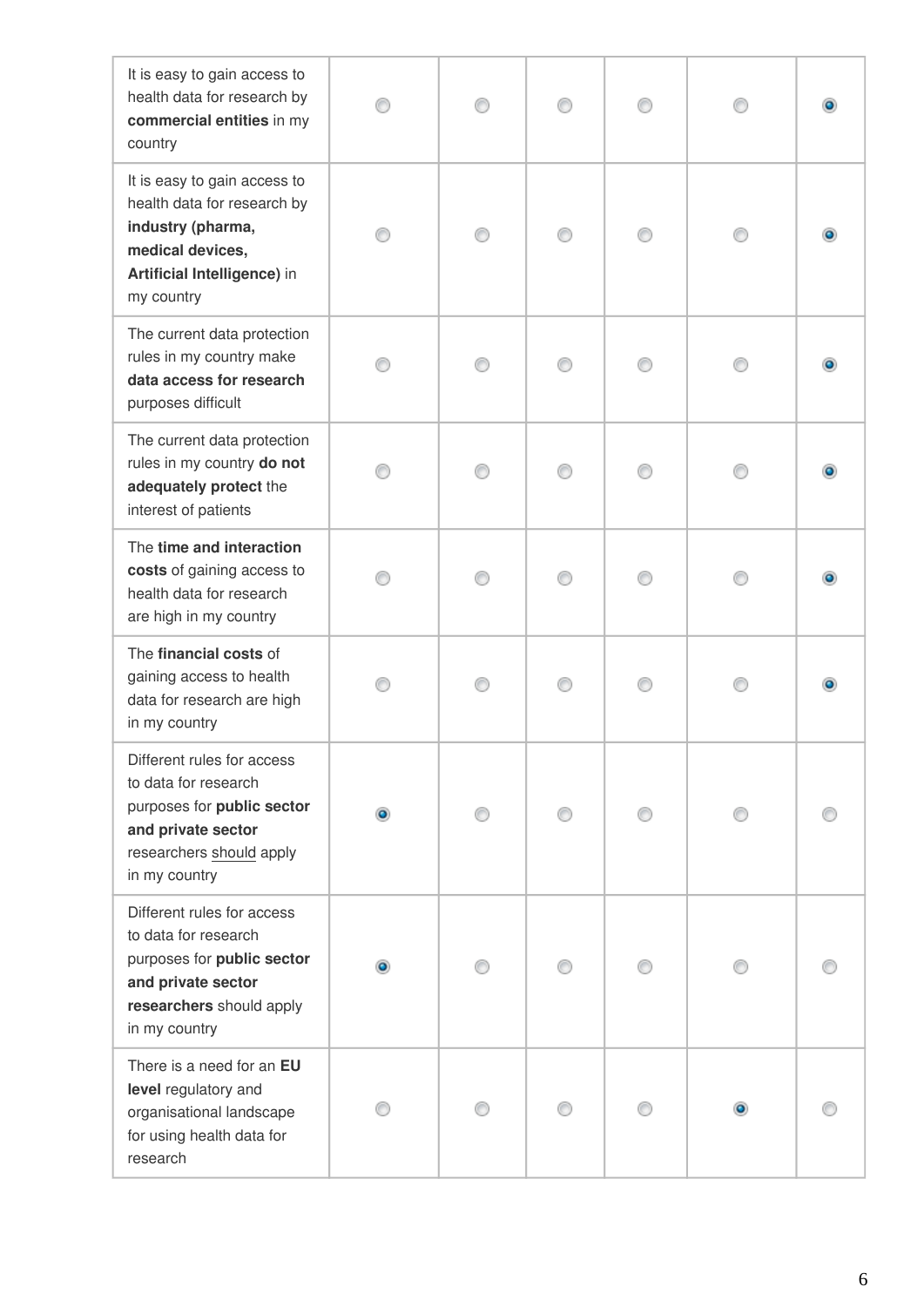| | | | | | | |
|---|---|---|---|---|---|---|
| It is easy to gain access to health data for research by **commercial entities** in my country | ○ | ○ | ○ | ○ | ○ | ◉ |
| It is easy to gain access to health data for research by **industry (pharma, medical devices, Artificial Intelligence)** in my country | ○ | ○ | ○ | ○ | ○ | ◉ |
| The current data protection rules in my country make **data access for research** purposes difficult | ○ | ○ | ○ | ○ | ○ | ◉ |
| The current data protection rules in my country **do not adequately protect** the interest of patients | ○ | ○ | ○ | ○ | ○ | ◉ |
| The **time and interaction costs** of gaining access to health data for research are high in my country | ○ | ○ | ○ | ○ | ○ | ◉ |
| The **financial costs** of gaining access to health data for research are high in my country | ○ | ○ | ○ | ○ | ○ | ◉ |
| Different rules for access to data for research purposes for **public sector and private sector** researchers should apply in my country | ◉ | ○ | ○ | ○ | ○ | ○ |
| Different rules for access to data for research purposes for **public sector and private sector researchers** should apply in my country | ◉ | ○ | ○ | ○ | ○ | ○ |
| There is a need for an **EU level** regulatory and organisational landscape for using health data for research | ○ | ○ | ○ | ○ | ◉ | ○ |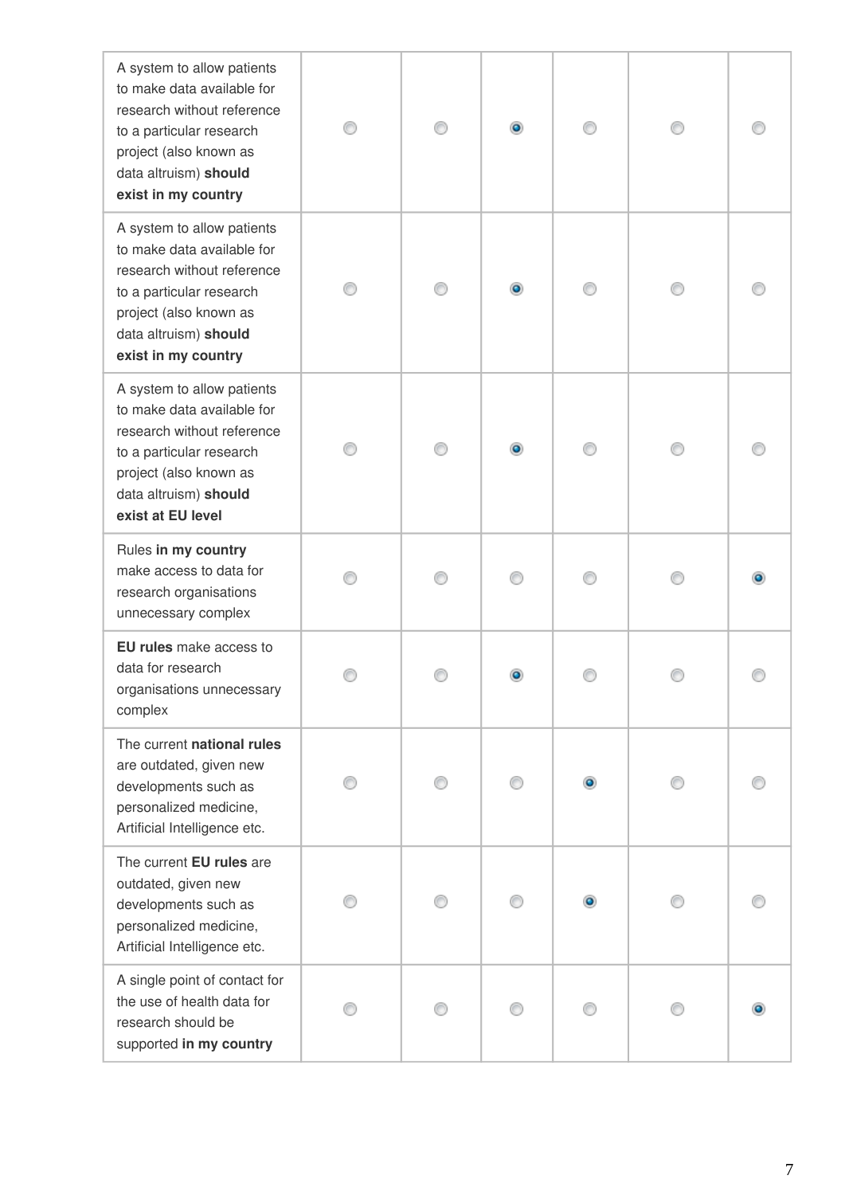| | | | | | | |
|---|---|---|---|---|---|---|
| A system to allow patients to make data available for research without reference to a particular research project (also known as data altruism) **should exist in my country** | | | X | | | |
| A system to allow patients to make data available for research without reference to a particular research project (also known as data altruism) **should exist in my country** | | | X | | | |
| A system to allow patients to make data available for research without reference to a particular research project (also known as data altruism) **should exist at EU level** | | | X | | | |
| Rules **in my country** make access to data for research organisations unnecessary complex | | | | | | X |
| **EU rules** make access to data for research organisations unnecessary complex | | | X | | | |
| The current **national rules** are outdated, given new developments such as personalized medicine, Artificial Intelligence etc. | | | | X | | |
| The current **EU rules** are outdated, given new developments such as personalized medicine, Artificial Intelligence etc. | | | | X | | |
| A single point of contact for the use of health data for research should be supported **in my country** | | | | | | X |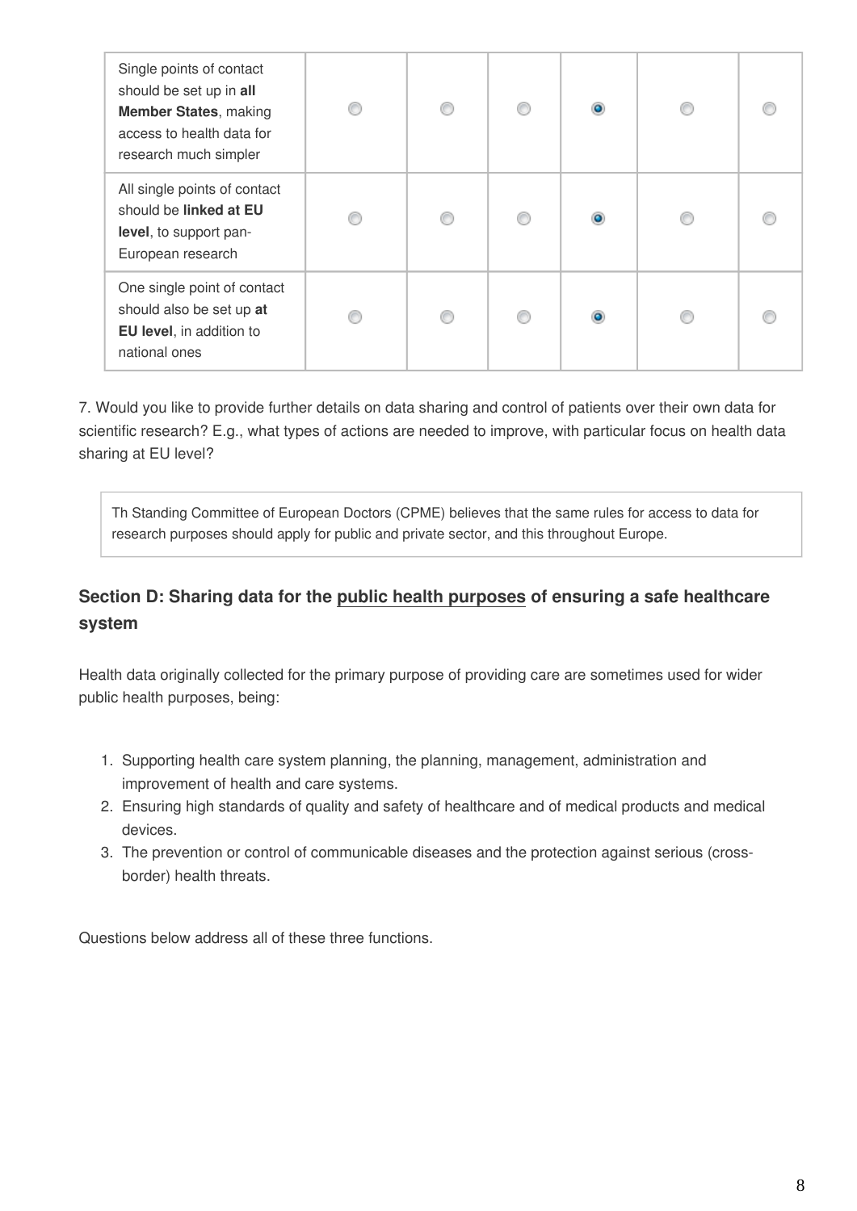| | | | | | | |
|---|---|---|---|---|---|---|
| Single points of contact should be set up in **all Member States**, making access to health data for research much simpler | ◯ | ◯ | ◯ | ◉ | ◯ | ◯ |
| All single points of contact should be **linked at EU level**, to support pan-European research | ◯ | ◯ | ◯ | ◉ | ◯ | ◯ |
| One single point of contact should also be set up **at EU level**, in addition to national ones | ◯ | ◯ | ◯ | ◉ | ◯ | ◯ |

7. Would you like to provide further details on data sharing and control of patients over their own data for scientific research? E.g., what types of actions are needed to improve, with particular focus on health data sharing at EU level?

> Th Standing Committee of European Doctors (CPME) believes that the same rules for access to data for research purposes should apply for public and private sector, and this throughout Europe.

## Section D: Sharing data for the public health purposes of ensuring a safe healthcare system

Health data originally collected for the primary purpose of providing care are sometimes used for wider public health purposes, being:

1. Supporting health care system planning, the planning, management, administration and improvement of health and care systems.
2. Ensuring high standards of quality and safety of healthcare and of medical products and medical devices.
3. The prevention or control of communicable diseases and the protection against serious (cross-border) health threats.

Questions below address all of these three functions.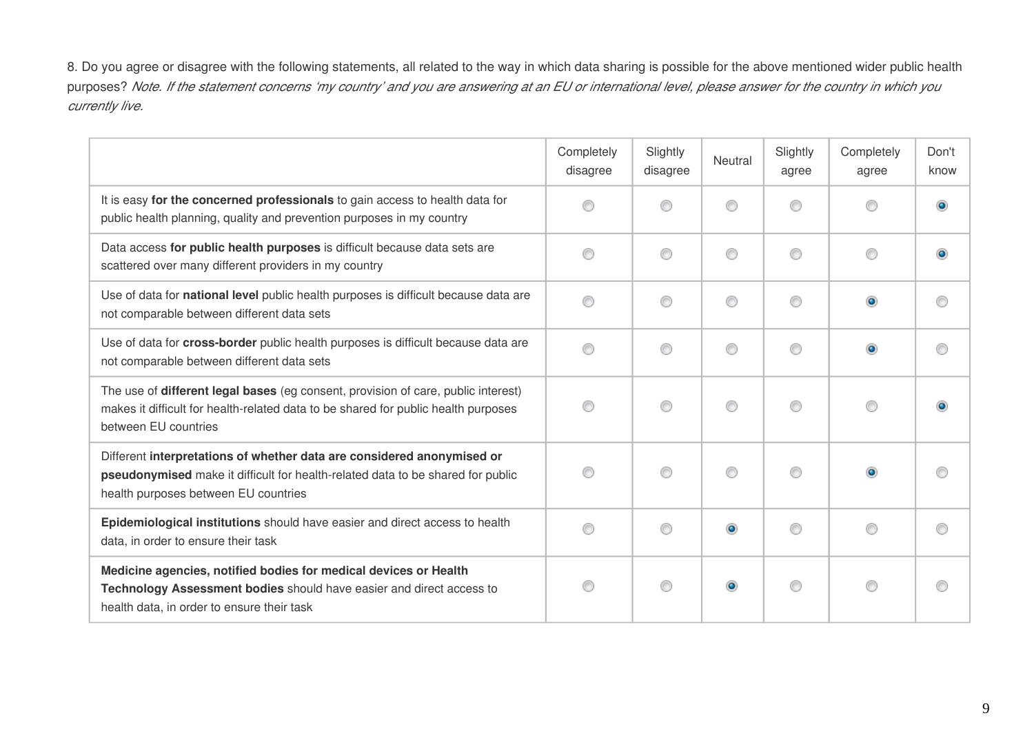8. Do you agree or disagree with the following statements, all related to the way in which data sharing is possible for the above mentioned wider public health purposes? *Note. If the statement concerns 'my country' and you are answering at an EU or international level, please answer for the country in which you currently live.*

| | Completely disagree | Slightly disagree | Neutral | Slightly agree | Completely agree | Don't know |
|---|---|---|---|---|---|---|
| It is easy **for the concerned professionals** to gain access to health data for public health planning, quality and prevention purposes in my country | | | | | | ◉ |
| Data access **for public health purposes** is difficult because data sets are scattered over many different providers in my country | | | | | | ◉ |
| Use of data for **national level** public health purposes is difficult because data are not comparable between different data sets | | | | | ◉ | |
| Use of data for **cross-border** public health purposes is difficult because data are not comparable between different data sets | | | | | ◉ | |
| The use of **different legal bases** (eg consent, provision of care, public interest) makes it difficult for health-related data to be shared for public health purposes between EU countries | | | | | | ◉ |
| Different **interpretations of whether data are considered anonymised or pseudonymised** make it difficult for health-related data to be shared for public health purposes between EU countries | | | | | ◉ | |
| **Epidemiological institutions** should have easier and direct access to health data, in order to ensure their task | | | ◉ | | | |
| **Medicine agencies, notified bodies for medical devices or Health Technology Assessment bodies** should have easier and direct access to health data, in order to ensure their task | | | ◉ | | | |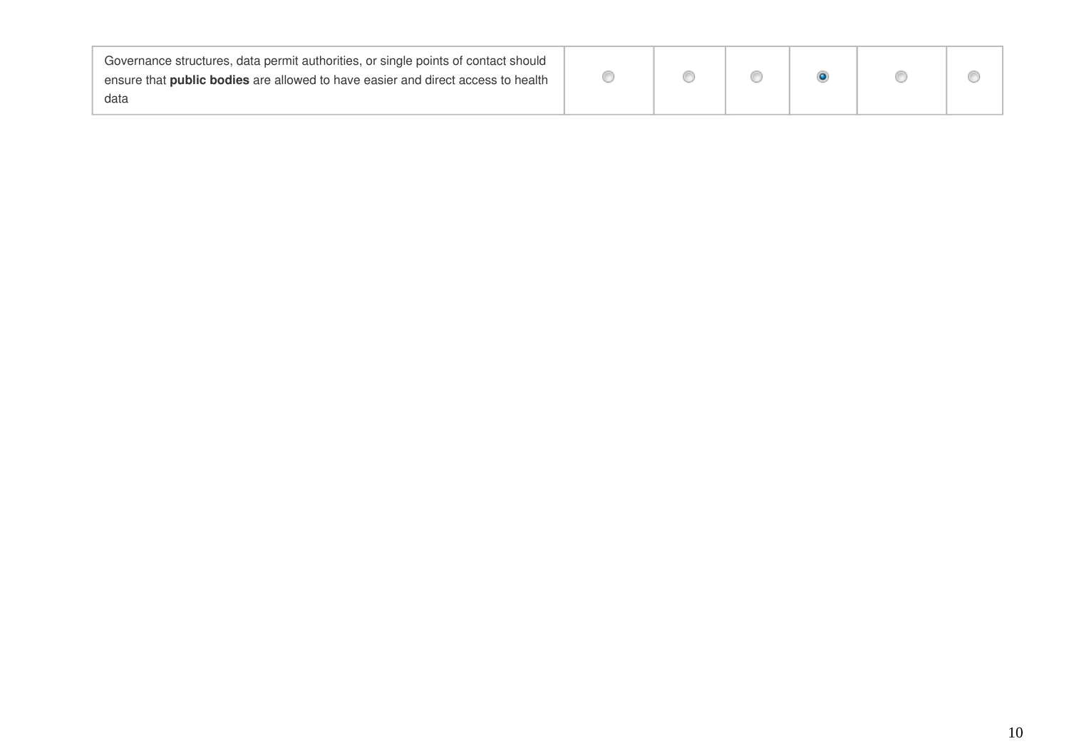| | | | | | | |
|---|---|---|---|---|---|---|
| Governance structures, data permit authorities, or single points of contact should ensure that **public bodies** are allowed to have easier and direct access to health data | ○ | ○ | ○ | ● | ○ | ○ |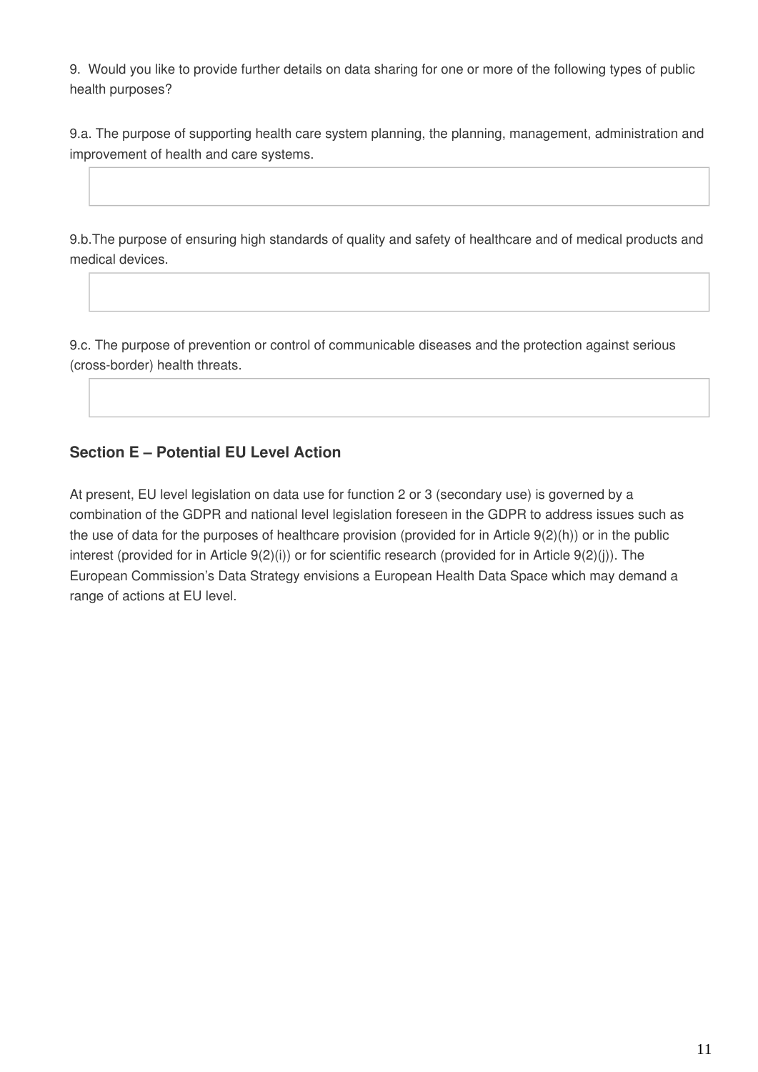9. Would you like to provide further details on data sharing for one or more of the following types of public health purposes?

9.a. The purpose of supporting health care system planning, the planning, management, administration and improvement of health and care systems.

9.b.The purpose of ensuring high standards of quality and safety of healthcare and of medical products and medical devices.

9.c. The purpose of prevention or control of communicable diseases and the protection against serious (cross-border) health threats.

## Section E – Potential EU Level Action

At present, EU level legislation on data use for function 2 or 3 (secondary use) is governed by a combination of the GDPR and national level legislation foreseen in the GDPR to address issues such as the use of data for the purposes of healthcare provision (provided for in Article 9(2)(h)) or in the public interest (provided for in Article 9(2)(i)) or for scientific research (provided for in Article 9(2)(j)). The European Commission's Data Strategy envisions a European Health Data Space which may demand a range of actions at EU level.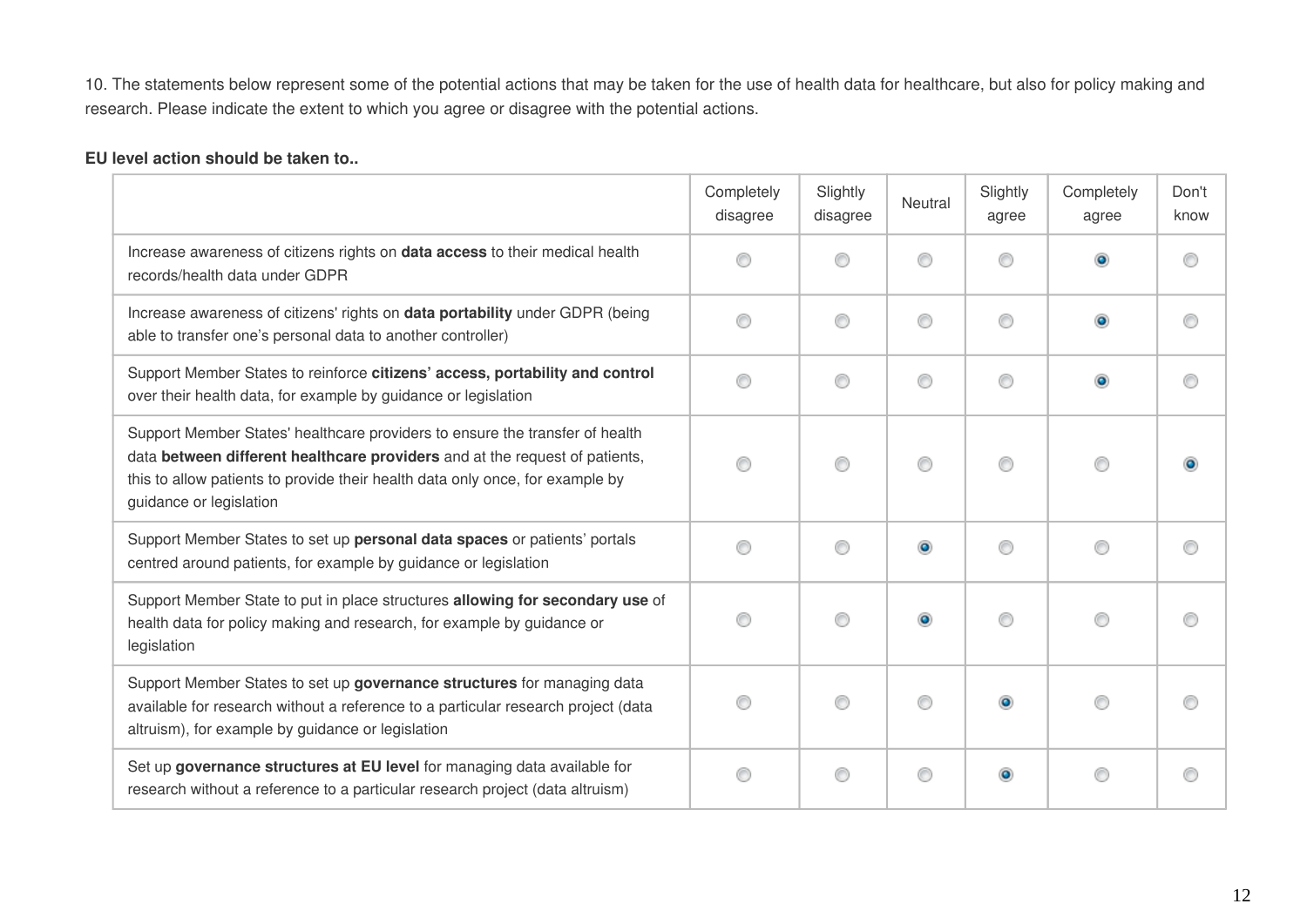10. The statements below represent some of the potential actions that may be taken for the use of health data for healthcare, but also for policy making and research. Please indicate the extent to which you agree or disagree with the potential actions.

**EU level action should be taken to..**

| | Completely disagree | Slightly disagree | Neutral | Slightly agree | Completely agree | Don't know |
|---|---|---|---|---|---|---|
| Increase awareness of citizens rights on **data access** to their medical health records/health data under GDPR | | | | | ● | |
| Increase awareness of citizens' rights on **data portability** under GDPR (being able to transfer one's personal data to another controller) | | | | | ● | |
| Support Member States to reinforce **citizens' access, portability and control** over their health data, for example by guidance or legislation | | | | | ● | |
| Support Member States' healthcare providers to ensure the transfer of health data **between different healthcare providers** and at the request of patients, this to allow patients to provide their health data only once, for example by guidance or legislation | | | | | | ● |
| Support Member States to set up **personal data spaces** or patients' portals centred around patients, for example by guidance or legislation | | | ● | | | |
| Support Member State to put in place structures **allowing for secondary use** of health data for policy making and research, for example by guidance or legislation | | | ● | | | |
| Support Member States to set up **governance structures** for managing data available for research without a reference to a particular research project (data altruism), for example by guidance or legislation | | | | ● | | |
| Set up **governance structures at EU level** for managing data available for research without a reference to a particular research project (data altruism) | | | | ● | | |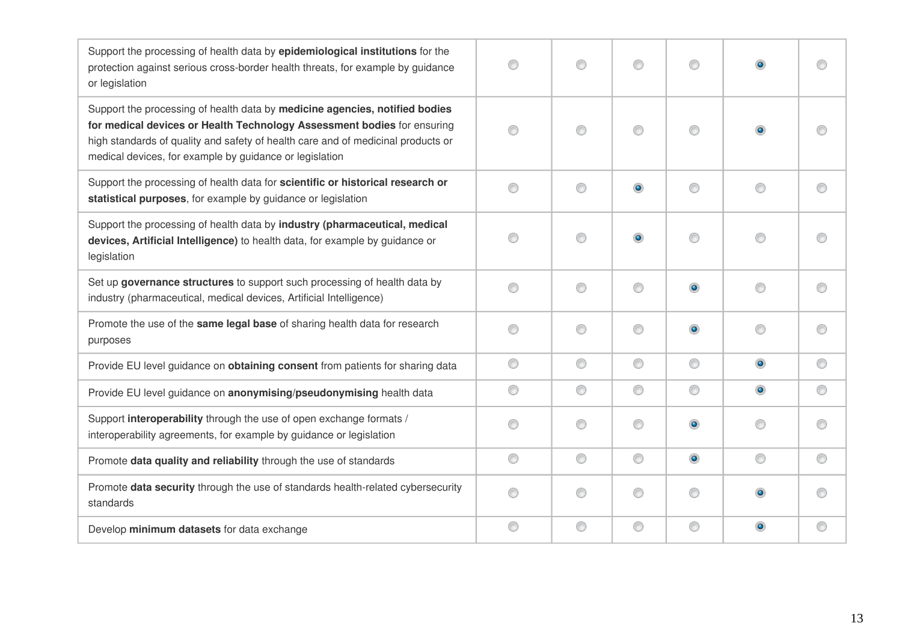| | | | | | | |
|---|---|---|---|---|---|---|
| Support the processing of health data by **epidemiological institutions** for the protection against serious cross-border health threats, for example by guidance or legislation | ○ | ○ | ○ | ○ | ◉ | ○ |
| Support the processing of health data by **medicine agencies, notified bodies for medical devices or Health Technology Assessment bodies** for ensuring high standards of quality and safety of health care and of medicinal products or medical devices, for example by guidance or legislation | ○ | ○ | ○ | ○ | ◉ | ○ |
| Support the processing of health data for **scientific or historical research or statistical purposes**, for example by guidance or legislation | ○ | ○ | ◉ | ○ | ○ | ○ |
| Support the processing of health data by **industry (pharmaceutical, medical devices, Artificial Intelligence)** to health data, for example by guidance or legislation | ○ | ○ | ◉ | ○ | ○ | ○ |
| Set up **governance structures** to support such processing of health data by industry (pharmaceutical, medical devices, Artificial Intelligence) | ○ | ○ | ○ | ◉ | ○ | ○ |
| Promote the use of the **same legal base** of sharing health data for research purposes | ○ | ○ | ○ | ◉ | ○ | ○ |
| Provide EU level guidance on **obtaining consent** from patients for sharing data | ○ | ○ | ○ | ○ | ◉ | ○ |
| Provide EU level guidance on **anonymising**/**pseudonymising** health data | ○ | ○ | ○ | ○ | ◉ | ○ |
| Support **interoperability** through the use of open exchange formats / interoperability agreements, for example by guidance or legislation | ○ | ○ | ○ | ◉ | ○ | ○ |
| Promote **data quality and reliability** through the use of standards | ○ | ○ | ○ | ◉ | ○ | ○ |
| Promote **data security** through the use of standards health-related cybersecurity standards | ○ | ○ | ○ | ○ | ◉ | ○ |
| Develop **minimum datasets** for data exchange | ○ | ○ | ○ | ○ | ◉ | ○ |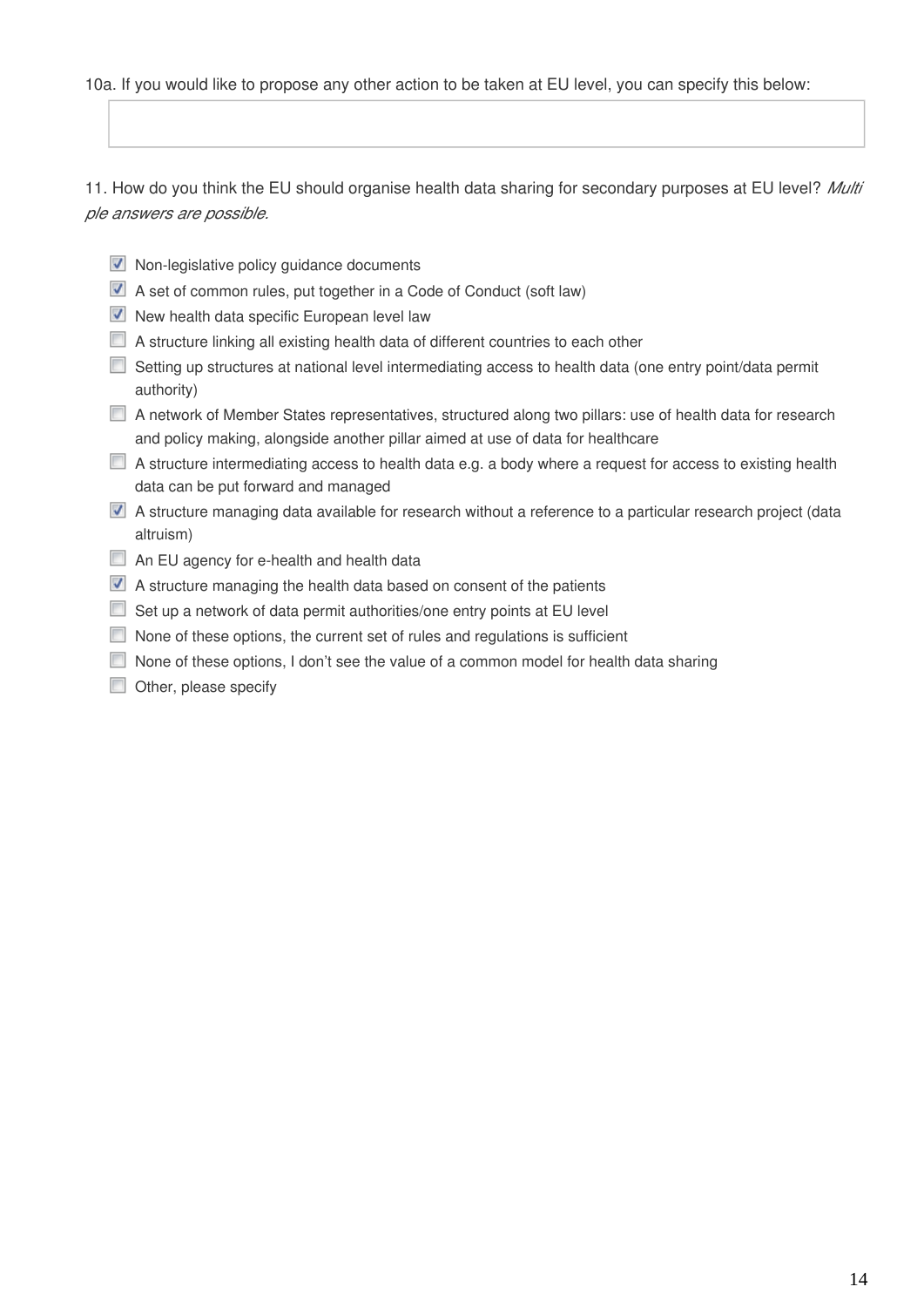10a. If you would like to propose any other action to be taken at EU level, you can specify this below:

11. How do you think the EU should organise health data sharing for secondary purposes at EU level? *Multiple answers are possible.*

- [x] Non-legislative policy guidance documents
- [x] A set of common rules, put together in a Code of Conduct (soft law)
- [x] New health data specific European level law
- [ ] A structure linking all existing health data of different countries to each other
- [ ] Setting up structures at national level intermediating access to health data (one entry point/data permit authority)
- [ ] A network of Member States representatives, structured along two pillars: use of health data for research and policy making, alongside another pillar aimed at use of data for healthcare
- [ ] A structure intermediating access to health data e.g. a body where a request for access to existing health data can be put forward and managed
- [x] A structure managing data available for research without a reference to a particular research project (data altruism)
- [ ] An EU agency for e-health and health data
- [x] A structure managing the health data based on consent of the patients
- [ ] Set up a network of data permit authorities/one entry points at EU level
- [ ] None of these options, the current set of rules and regulations is sufficient
- [ ] None of these options, I don't see the value of a common model for health data sharing
- [ ] Other, please specify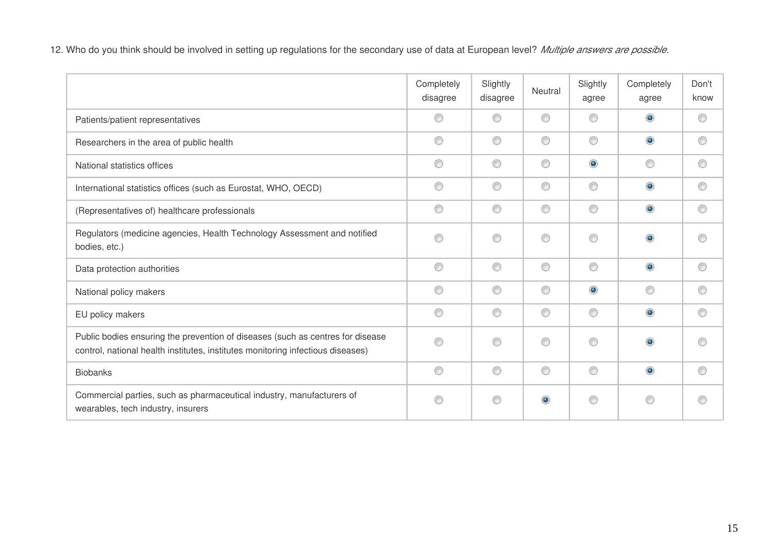12. Who do you think should be involved in setting up regulations for the secondary use of data at European level? *Multiple answers are possible.*

| | Completely disagree | Slightly disagree | Neutral | Slightly agree | Completely agree | Don't know |
|---|---|---|---|---|---|---|
| Patients/patient representatives | | | | | X | |
| Researchers in the area of public health | | | | | X | |
| National statistics offices | | | | X | | |
| International statistics offices (such as Eurostat, WHO, OECD) | | | | | X | |
| (Representatives of) healthcare professionals | | | | | X | |
| Regulators (medicine agencies, Health Technology Assessment and notified bodies, etc.) | | | | | X | |
| Data protection authorities | | | | | X | |
| National policy makers | | | | X | | |
| EU policy makers | | | | | X | |
| Public bodies ensuring the prevention of diseases (such as centres for disease control, national health institutes, institutes monitoring infectious diseases) | | | | | X | |
| Biobanks | | | | | X | |
| Commercial parties, such as pharmaceutical industry, manufacturers of wearables, tech industry, insurers | | | X | | | |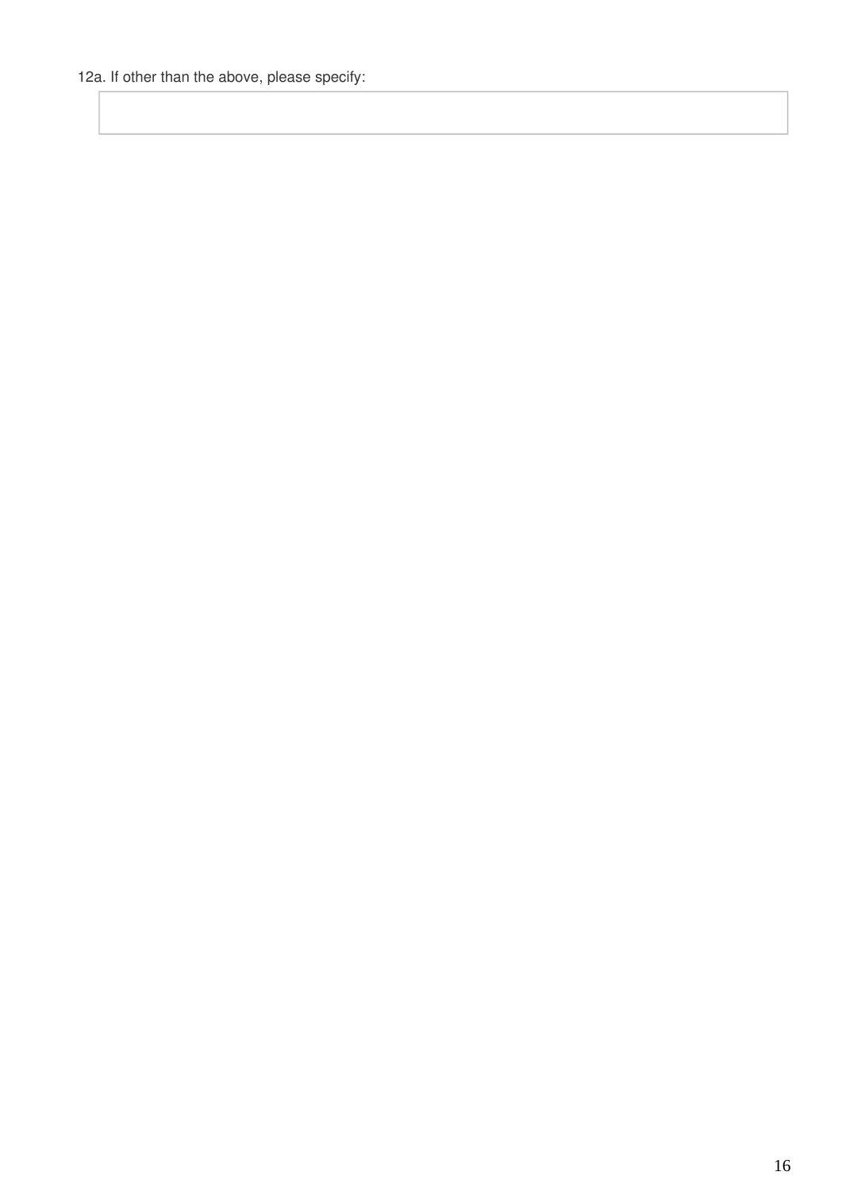12a. If other than the above, please specify: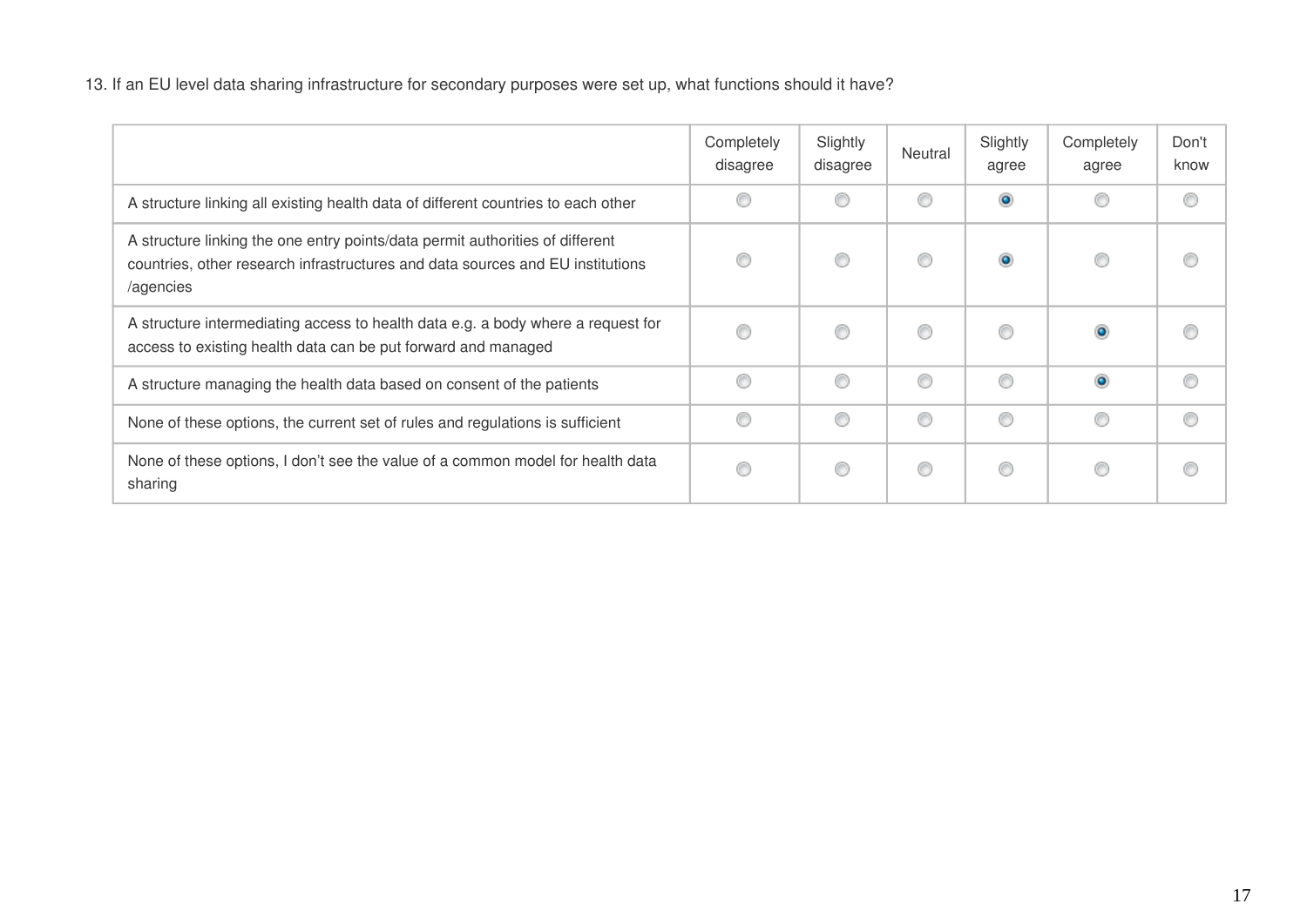13. If an EU level data sharing infrastructure for secondary purposes were set up, what functions should it have?

| | Completely disagree | Slightly disagree | Neutral | Slightly agree | Completely agree | Don't know |
|---|---|---|---|---|---|---|
| A structure linking all existing health data of different countries to each other | | | | ◉ | | |
| A structure linking the one entry points/data permit authorities of different countries, other research infrastructures and data sources and EU institutions /agencies | | | | ◉ | | |
| A structure intermediating access to health data e.g. a body where a request for access to existing health data can be put forward and managed | | | | | ◉ | |
| A structure managing the health data based on consent of the patients | | | | | ◉ | |
| None of these options, the current set of rules and regulations is sufficient | | | | | | |
| None of these options, I don't see the value of a common model for health data sharing | | | | | | |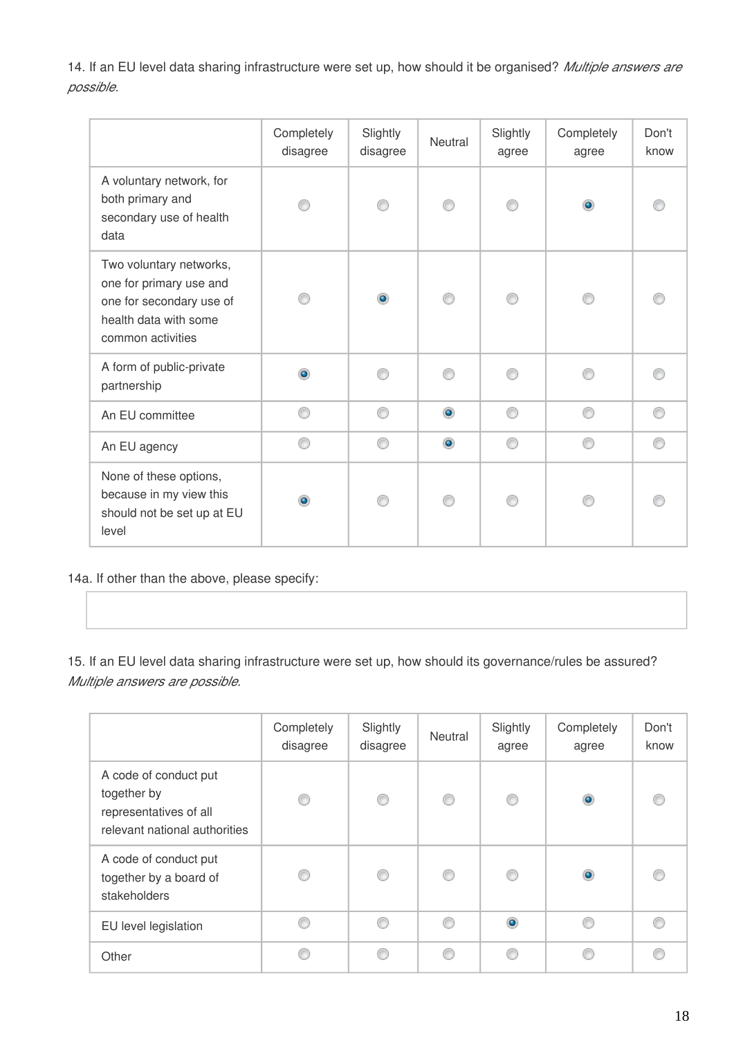14. If an EU level data sharing infrastructure were set up, how should it be organised? *Multiple answers are possible.*

| | Completely disagree | Slightly disagree | Neutral | Slightly agree | Completely agree | Don't know |
|---|---|---|---|---|---|---|
| A voluntary network, for both primary and secondary use of health data | | | | | X | |
| Two voluntary networks, one for primary use and one for secondary use of health data with some common activities | | X | | | | |
| A form of public-private partnership | X | | | | | |
| An EU committee | | | X | | | |
| An EU agency | | | X | | | |
| None of these options, because in my view this should not be set up at EU level | X | | | | | |

14a. If other than the above, please specify:

15. If an EU level data sharing infrastructure were set up, how should its governance/rules be assured? *Multiple answers are possible.*

| | Completely disagree | Slightly disagree | Neutral | Slightly agree | Completely agree | Don't know |
|---|---|---|---|---|---|---|
| A code of conduct put together by representatives of all relevant national authorities | | | | | X | |
| A code of conduct put together by a board of stakeholders | | | | | X | |
| EU level legislation | | | | X | | |
| Other | | | | | | |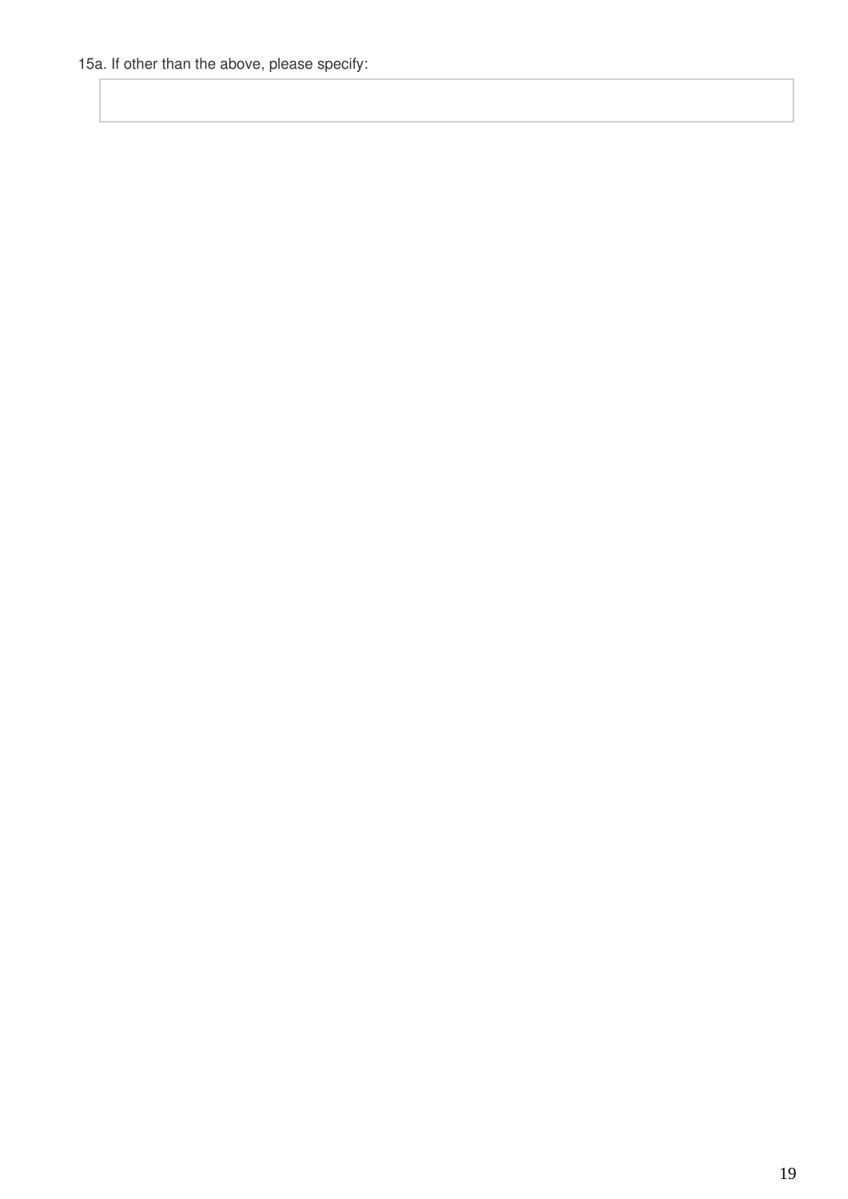15a. If other than the above, please specify: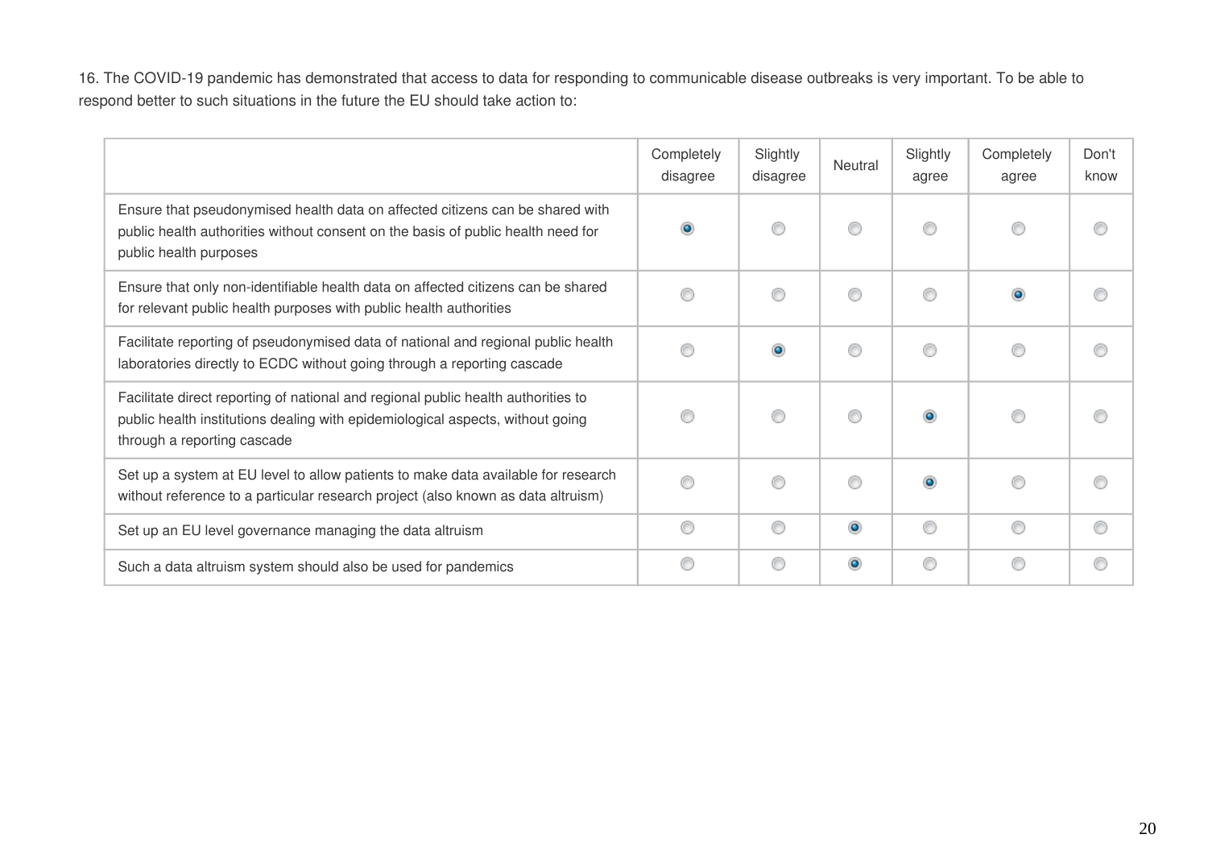16. The COVID-19 pandemic has demonstrated that access to data for responding to communicable disease outbreaks is very important. To be able to respond better to such situations in the future the EU should take action to:

| | Completely disagree | Slightly disagree | Neutral | Slightly agree | Completely agree | Don't know |
|---|---|---|---|---|---|---|
| Ensure that pseudonymised health data on affected citizens can be shared with public health authorities without consent on the basis of public health need for public health purposes | X | | | | | |
| Ensure that only non-identifiable health data on affected citizens can be shared for relevant public health purposes with public health authorities | | | | | X | |
| Facilitate reporting of pseudonymised data of national and regional public health laboratories directly to ECDC without going through a reporting cascade | | X | | | | |
| Facilitate direct reporting of national and regional public health authorities to public health institutions dealing with epidemiological aspects, without going through a reporting cascade | | | | X | | |
| Set up a system at EU level to allow patients to make data available for research without reference to a particular research project (also known as data altruism) | | | | X | | |
| Set up an EU level governance managing the data altruism | | | X | | | |
| Such a data altruism system should also be used for pandemics | | | X | | | |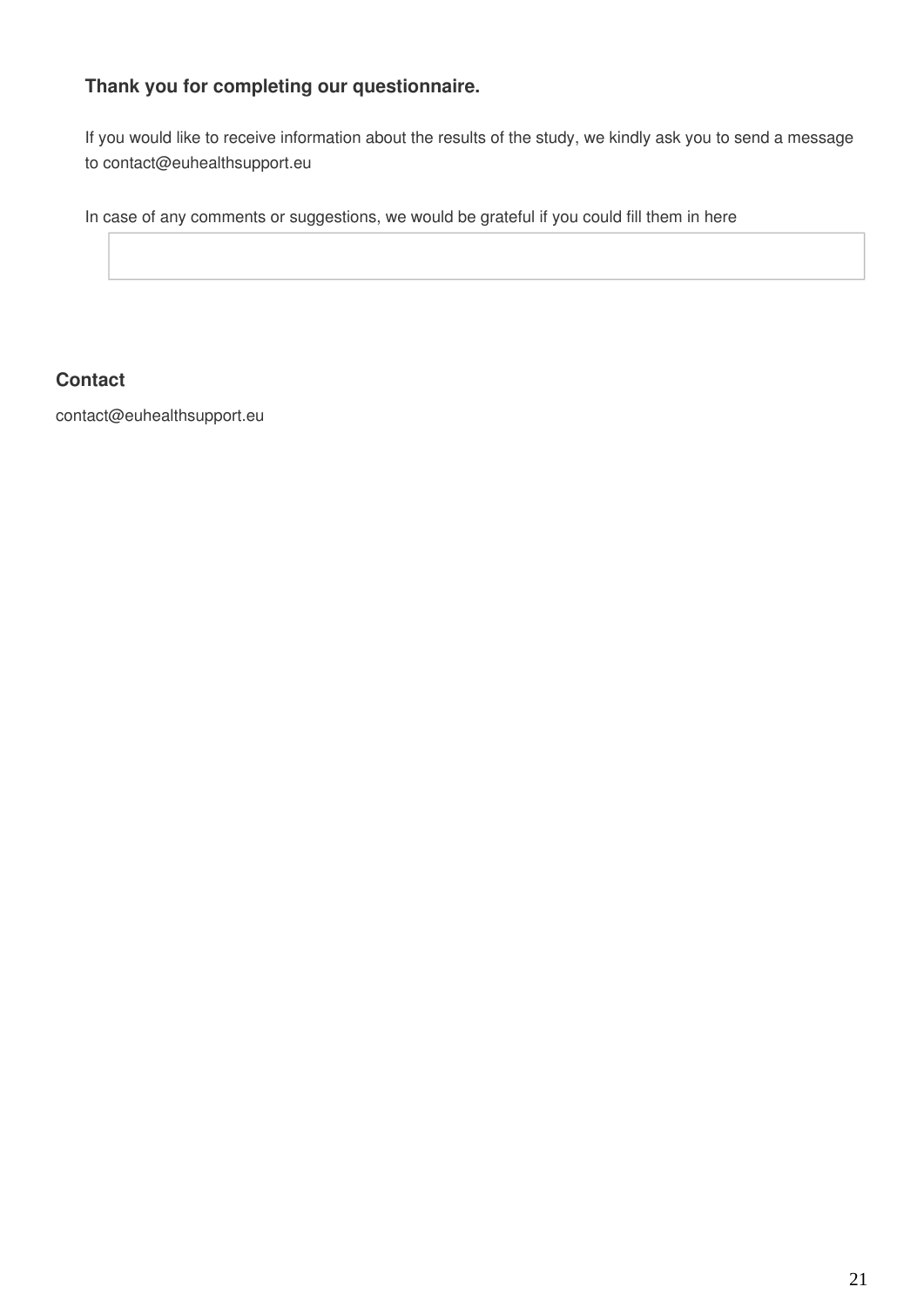### Thank you for completing our questionnaire.

If you would like to receive information about the results of the study, we kindly ask you to send a message to contact@euhealthsupport.eu

In case of any comments or suggestions, we would be grateful if you could fill them in here

## Contact

contact@euhealthsupport.eu